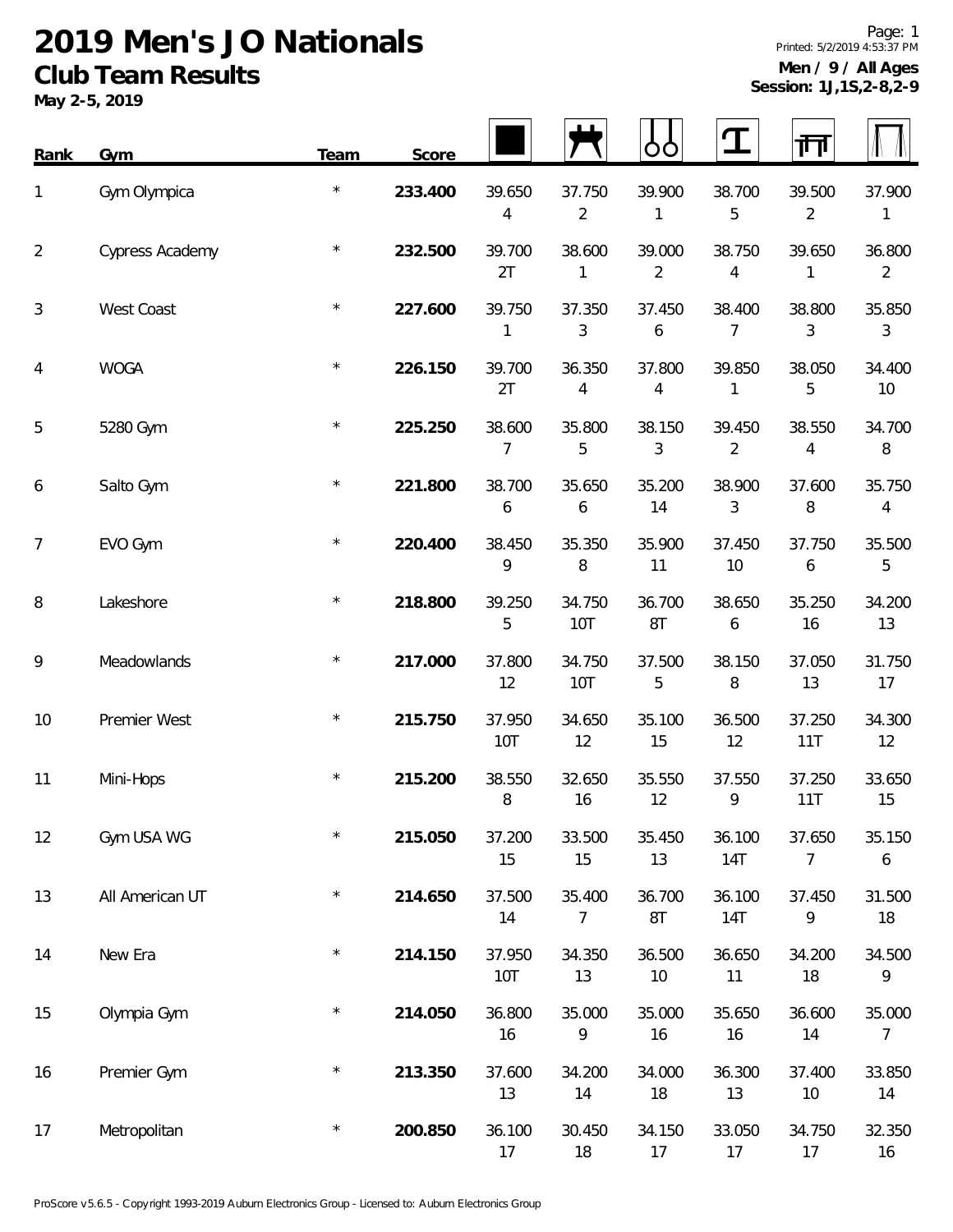# 2019 Men's JO Nationals

## Club Team Results

**May 2-5, 2019**

**Men / 9 / All Ages**
**Session: 1J,1S,2-8,2-9**

| Rank | Gym | Team | Score | Floor | Pommel Horse | Rings | Vault | Parallel Bars | High Bar |
|---|---|---|---|---|---|---|---|---|---|
| 1 | Gym Olympica | * | **233.400** | 39.650 4 | 37.750 2 | 39.900 1 | 38.700 5 | 39.500 2 | 37.900 1 |
| 2 | Cypress Academy | * | **232.500** | 39.700 2T | 38.600 1 | 39.000 2 | 38.750 4 | 39.650 1 | 36.800 2 |
| 3 | West Coast | * | **227.600** | 39.750 1 | 37.350 3 | 37.450 6 | 38.400 7 | 38.800 3 | 35.850 3 |
| 4 | WOGA | * | **226.150** | 39.700 2T | 36.350 4 | 37.800 4 | 39.850 1 | 38.050 5 | 34.400 10 |
| 5 | 5280 Gym | * | **225.250** | 38.600 7 | 35.800 5 | 38.150 3 | 39.450 2 | 38.550 4 | 34.700 8 |
| 6 | Salto Gym | * | **221.800** | 38.700 6 | 35.650 6 | 35.200 14 | 38.900 3 | 37.600 8 | 35.750 4 |
| 7 | EVO Gym | * | **220.400** | 38.450 9 | 35.350 8 | 35.900 11 | 37.450 10 | 37.750 6 | 35.500 5 |
| 8 | Lakeshore | * | **218.800** | 39.250 5 | 34.750 10T | 36.700 8T | 38.650 6 | 35.250 16 | 34.200 13 |
| 9 | Meadowlands | * | **217.000** | 37.800 12 | 34.750 10T | 37.500 5 | 38.150 8 | 37.050 13 | 31.750 17 |
| 10 | Premier West | * | **215.750** | 37.950 10T | 34.650 12 | 35.100 15 | 36.500 12 | 37.250 11T | 34.300 12 |
| 11 | Mini-Hops | * | **215.200** | 38.550 8 | 32.650 16 | 35.550 12 | 37.550 9 | 37.250 11T | 33.650 15 |
| 12 | Gym USA WG | * | **215.050** | 37.200 15 | 33.500 15 | 35.450 13 | 36.100 14T | 37.650 7 | 35.150 6 |
| 13 | All American UT | * | **214.650** | 37.500 14 | 35.400 7 | 36.700 8T | 36.100 14T | 37.450 9 | 31.500 18 |
| 14 | New Era | * | **214.150** | 37.950 10T | 34.350 13 | 36.500 10 | 36.650 11 | 34.200 18 | 34.500 9 |
| 15 | Olympia Gym | * | **214.050** | 36.800 16 | 35.000 9 | 35.000 16 | 35.650 16 | 36.600 14 | 35.000 7 |
| 16 | Premier Gym | * | **213.350** | 37.600 13 | 34.200 14 | 34.000 18 | 36.300 13 | 37.400 10 | 33.850 14 |
| 17 | Metropolitan | * | **200.850** | 36.100 17 | 30.450 18 | 34.150 17 | 33.050 17 | 34.750 17 | 32.350 16 |

ProScore v5.6.5 - Copyright 1993-2019 Auburn Electronics Group - Licensed to: Auburn Electronics Group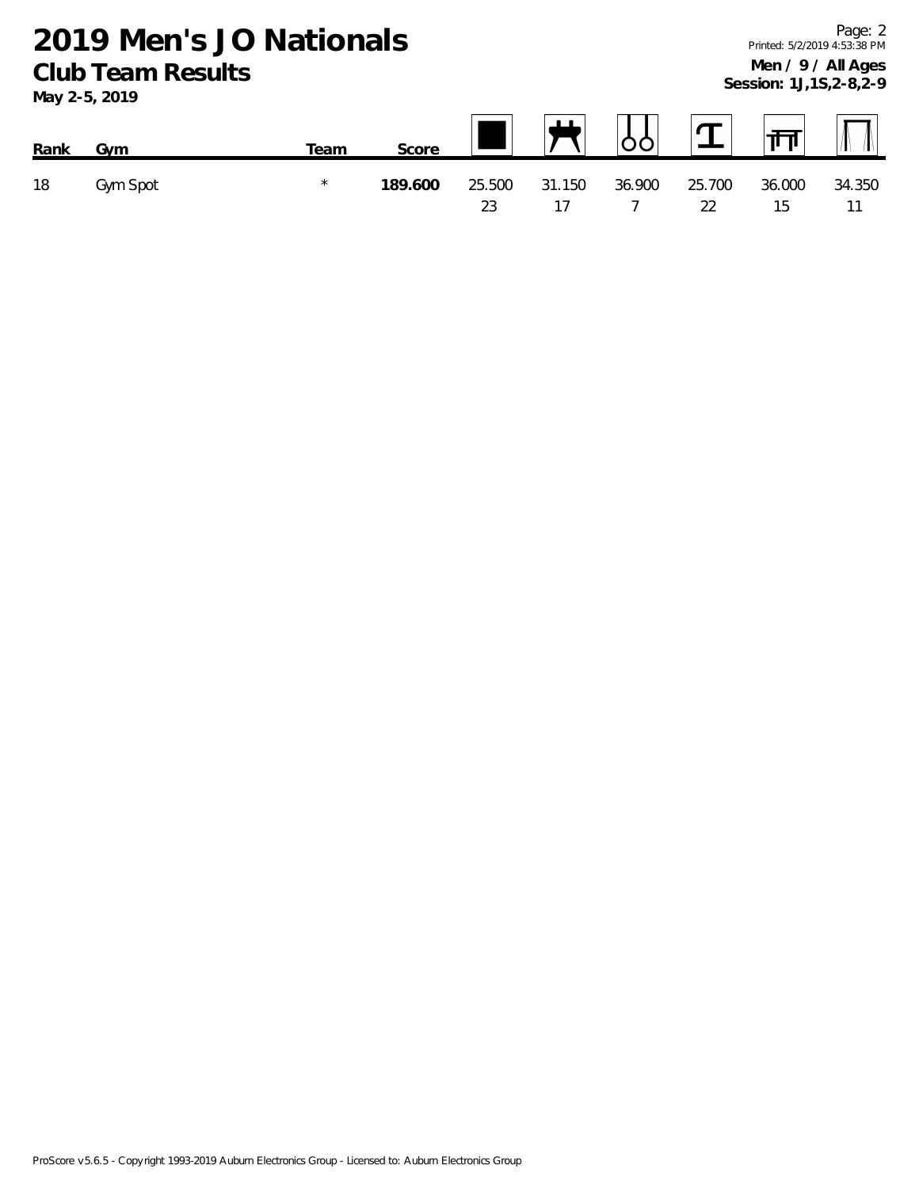# 2019 Men's JO Nationals

## Club Team Results

**May 2-5, 2019**

Printed: 5/2/2019 4:53:38 PM

**Men / 9 / All Ages**
**Session: 1J,1S,2-8,2-9**

| Rank | Gym | Team | Score | Floor | Pommel Horse | Rings | Vault | Parallel Bars | High Bar |
|---|---|---|---|---|---|---|---|---|---|
| 18 | Gym Spot | * | **189.600** | 25.500<br>23 | 31.150<br>17 | 36.900<br>7 | 25.700<br>22 | 36.000<br>15 | 34.350<br>11 |

ProScore v5.6.5 - Copyright 1993-2019 Auburn Electronics Group - Licensed to: Auburn Electronics Group